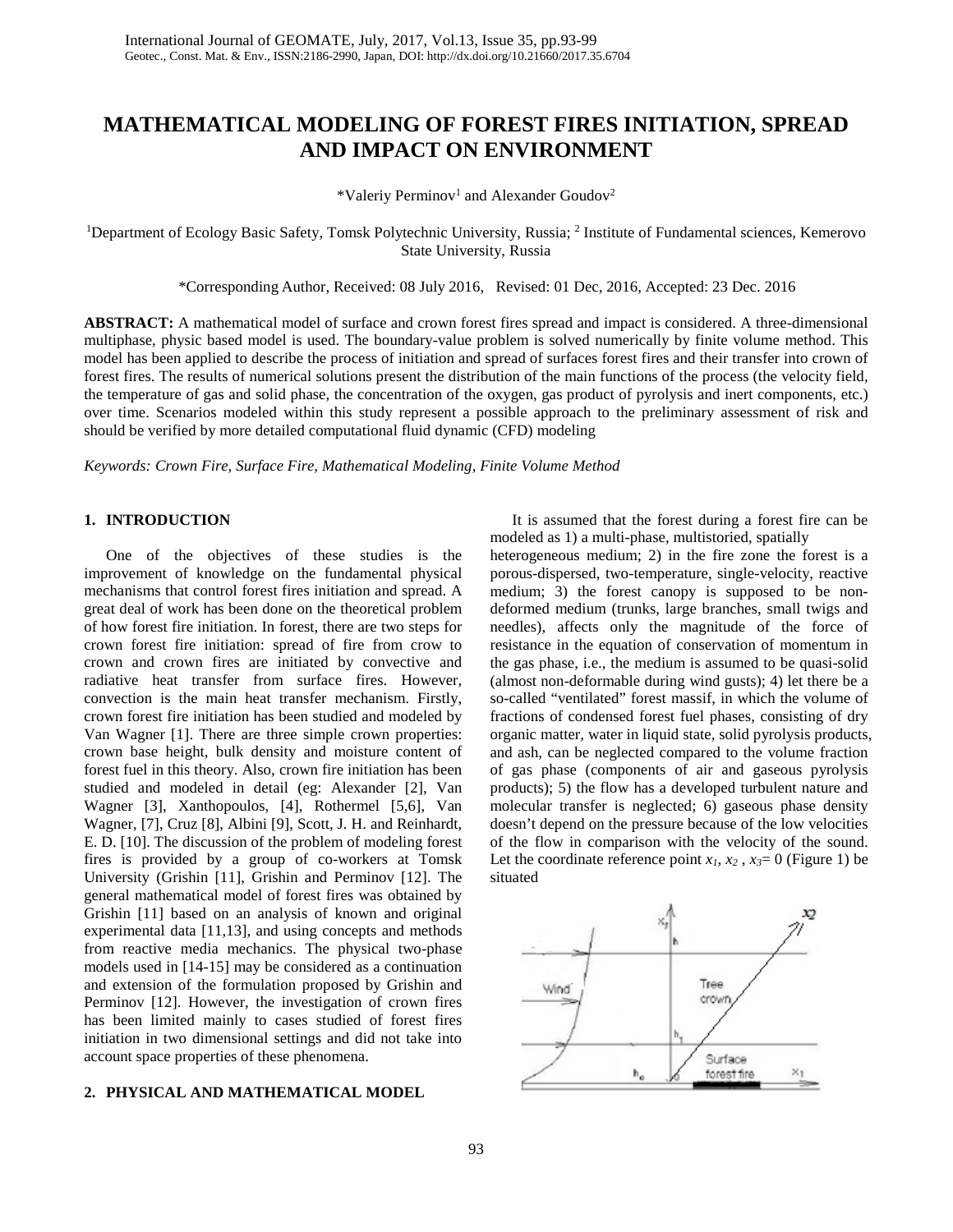# MATHEMATICAL MODELING OF FOREST FIRES INITIATION, SPREAD AND IMPACT ON ENVIRONMENT

*Valeriy Perminov[1] and Alexander Goudov[2]

[1]Department of Ecology Basic Safety, Tomsk Polytechnic University, Russia; [2] Institute of Fundamental sciences, Kemerovo State University, Russia

*Corresponding Author, Received: 08 July 2016, Revised: 01 Dec, 2016, Accepted: 23 Dec. 2016

**ABSTRACT:** A mathematical model of surface and crown forest fires spread and impact is considered. A three-dimensional multiphase, physic based model is used. The boundary-value problem is solved numerically by finite volume method. This model has been applied to describe the process of initiation and spread of surfaces forest fires and their transfer into crown of forest fires. The results of numerical solutions present the distribution of the main functions of the process (the velocity field, the temperature of gas and solid phase, the concentration of the oxygen, gas product of pyrolysis and inert components, etc.) over time. Scenarios modeled within this study represent a possible approach to the preliminary assessment of risk and should be verified by more detailed computational fluid dynamic (CFD) modeling

*Keywords: Crown Fire, Surface Fire, Mathematical Modeling, Finite Volume Method*

## 1. INTRODUCTION

One of the objectives of these studies is the improvement of knowledge on the fundamental physical mechanisms that control forest fires initiation and spread. A great deal of work has been done on the theoretical problem of how forest fire initiation. In forest, there are two steps for crown forest fire initiation: spread of fire from crow to crown and crown fires are initiated by convective and radiative heat transfer from surface fires. However, convection is the main heat transfer mechanism. Firstly, crown forest fire initiation has been studied and modeled by Van Wagner [1]. There are three simple crown properties: crown base height, bulk density and moisture content of forest fuel in this theory. Also, crown fire initiation has been studied and modeled in detail (eg: Alexander [2], Van Wagner [3], Xanthopoulos, [4], Rothermel [5,6], Van Wagner, [7], Cruz [8], Albini [9], Scott, J. H. and Reinhardt, E. D. [10]. The discussion of the problem of modeling forest fires is provided by a group of co-workers at Tomsk University (Grishin [11], Grishin and Perminov [12]. The general mathematical model of forest fires was obtained by Grishin [11] based on an analysis of known and original experimental data [11,13], and using concepts and methods from reactive media mechanics. The physical two-phase models used in [14-15] may be considered as a continuation and extension of the formulation proposed by Grishin and Perminov [12]. However, the investigation of crown fires has been limited mainly to cases studied of forest fires initiation in two dimensional settings and did not take into account space properties of these phenomena.

## 2. PHYSICAL AND MATHEMATICAL MODEL

It is assumed that the forest during a forest fire can be modeled as 1) a multi-phase, multistoried, spatially heterogeneous medium; 2) in the fire zone the forest is a porous-dispersed, two-temperature, single-velocity, reactive medium; 3) the forest canopy is supposed to be non-deformed medium (trunks, large branches, small twigs and needles), affects only the magnitude of the force of resistance in the equation of conservation of momentum in the gas phase, i.e., the medium is assumed to be quasi-solid (almost non-deformable during wind gusts); 4) let there be a so-called "ventilated" forest massif, in which the volume of fractions of condensed forest fuel phases, consisting of dry organic matter, water in liquid state, solid pyrolysis products, and ash, can be neglected compared to the volume fraction of gas phase (components of air and gaseous pyrolysis products); 5) the flow has a developed turbulent nature and molecular transfer is neglected; 6) gaseous phase density doesn't depend on the pressure because of the low velocities of the flow in comparison with the velocity of the sound. Let the coordinate reference point $x_1$, $x_2$ , $x_3$= 0 (Figure 1) be situated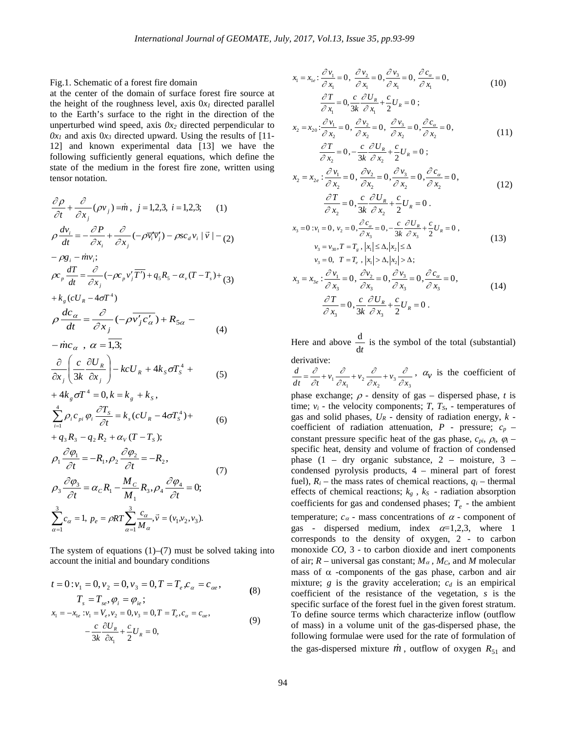Fig.1. Schematic of a forest fire domain

at the center of the domain of surface forest fire source at the height of the roughness level, axis $0x_1$ directed parallel to the Earth's surface to the right in the direction of the unperturbed wind speed, axis $0x_2$ directed perpendicular to $0x_1$ and axis $0x_3$ directed upward. Using the results of [11-12] and known experimental data [13] we have the following sufficiently general equations, which define the state of the medium in the forest fire zone, written using tensor notation.

$$\frac{\partial \rho}{\partial t} + \frac{\partial}{\partial x_j}(\rho v_j) = \dot{m}, \; j = 1,2,3, \; i = 1,2,3; \qquad (1)$$

$$\rho \frac{dv_i}{dt} = -\frac{\partial P}{\partial x_i} + \frac{\partial}{\partial x_j}(-\rho \overline{v_i' v_j'}) - \rho s c_d v_i |\vec{v}| - \rho g_i - \dot{m} v_i; \qquad (2)$$

$$\rho c_p \frac{dT}{dt} = \frac{\partial}{\partial x_j}(-\rho c_p \overline{v_j' T'}) + q_5 R_5 - \alpha_v (T - T_s) + k_g (c U_R - 4\sigma T^4) \qquad (3)$$

$$\rho \frac{dc_\alpha}{dt} = \frac{\partial}{\partial x_j}(-\rho \overline{v_j' c_\alpha'}) + R_{5\alpha} - \dot{m} c_\alpha, \; \alpha = \overline{1,3}; \qquad (4)$$

$$\frac{\partial}{\partial x_j}\left(\frac{c}{3k}\frac{\partial U_R}{\partial x_j}\right) - k c U_R + 4 k_S \sigma T_S^4 + 4 k_g \sigma T^4 = 0, k = k_g + k_S, \qquad (5)$$

$$\sum_{i=1}^{4} \rho_i c_{pi} \varphi_i \frac{\partial T_S}{\partial t} = k_s (c U_R - 4\sigma T_S^4) + q_3 R_3 - q_2 R_2 + \alpha_V (T - T_S); \qquad (6)$$

$$\rho_1 \frac{\partial \varphi_1}{\partial t} = -R_1, \rho_2 \frac{\partial \varphi_2}{\partial t} = -R_2, \quad \rho_3 \frac{\partial \varphi_3}{\partial t} = \alpha_C R_1 - \frac{M_C}{M_1} R_3, \rho_4 \frac{\partial \varphi_4}{\partial t} = 0; \qquad (7)$$

$$\sum_{\alpha=1}^{3} c_\alpha = 1, \; p_e = \rho R T \sum_{\alpha=1}^{3} \frac{c_\alpha}{M_\alpha}, \vec{v} = (v_1, v_2, v_3).$$

The system of equations (1)–(7) must be solved taking into account the initial and boundary conditions

$$t = 0: v_1 = 0, v_2 = 0, v_3 = 0, T = T_e, c_\alpha = c_{\alpha e}, \quad T_s = T_{se}, \varphi_i = \varphi_{ie}; \qquad (8)$$

$$x_1 = -x_{1e}: v_1 = V_e, v_2 = 0, v_3 = 0, T = T_e, c_\alpha = c_{\alpha e}, \quad -\frac{c}{3k}\frac{\partial U_R}{\partial x_1} + \frac{c}{2} U_R = 0, \qquad (9)$$

$$x_1 = x_{1e}: \frac{\partial v_1}{\partial x_1} = 0, \; \frac{\partial v_2}{\partial x_1} = 0, \frac{\partial v_3}{\partial x_1} = 0, \; \frac{\partial c_\alpha}{\partial x_1} = 0, \quad \frac{\partial T}{\partial x_1} = 0, \frac{c}{3k}\frac{\partial U_R}{\partial x_1} + \frac{c}{2} U_R = 0; \qquad (10)$$

$$x_2 = x_{20}: \frac{\partial v_1}{\partial x_2} = 0, \; \frac{\partial v_2}{\partial x_2} = 0, \; \frac{\partial v_3}{\partial x_2} = 0, \frac{\partial c_\alpha}{\partial x_2} = 0, \quad \frac{\partial T}{\partial x_2} = 0, -\frac{c}{3k}\frac{\partial U_R}{\partial x_2} + \frac{c}{2} U_R = 0; \qquad (11)$$

$$x_2 = x_{2e}: \frac{\partial v_1}{\partial x_2} = 0, \; \frac{\partial v_2}{\partial x_2} = 0, \frac{\partial v_3}{\partial x_2} = 0, \frac{\partial c_\alpha}{\partial x_2} = 0, \quad \frac{\partial T}{\partial x_2} = 0, \frac{c}{3k}\frac{\partial U_R}{\partial x_2} + \frac{c}{2} U_R = 0. \qquad (12)$$

$$x_3 = 0: v_1 = 0, \; v_2 = 0, \frac{\partial c_\alpha}{\partial x_3} = 0, -\frac{c}{3k}\frac{\partial U_R}{\partial x_3} + \frac{c}{2} U_R = 0, \quad v_3 = v_{30}, T = T_g, |x_1| \le \Delta, |x_2| \le \Delta \quad v_3 = 0, \; T = T_e, |x_1| > \Delta, |x_2| > \Delta; \qquad (13)$$

$$x_3 = x_{3e}: \frac{\partial v_1}{\partial x_3} = 0, \frac{\partial v_2}{\partial x_3} = 0, \frac{\partial v_3}{\partial x_3} = 0, \frac{\partial c_\alpha}{\partial x_3} = 0, \quad \frac{\partial T}{\partial x_3} = 0, \frac{c}{3k}\frac{\partial U_R}{\partial x_3} + \frac{c}{2} U_R = 0. \qquad (14)$$

Here and above $\frac{d}{dt}$ is the symbol of the total (substantial) derivative:

$\frac{d}{dt} = \frac{\partial}{\partial t} + v_1 \frac{\partial}{\partial x_1} + v_2 \frac{\partial}{\partial x_2} + v_3 \frac{\partial}{\partial x_3}$, $\alpha_V$ is the coefficient of phase exchange; $\rho$ - density of gas – dispersed phase, $t$ is time; $v_i$ - the velocity components; $T$, $T_S$, - temperatures of gas and solid phases, $U_R$ - density of radiation energy, $k$ - coefficient of radiation attenuation, $P$ - pressure; $c_p$ – constant pressure specific heat of the gas phase, $c_{pi}$, $\rho_i$, $\varphi_i$ – specific heat, density and volume of fraction of condensed phase (1 – dry organic substance, 2 – moisture, 3 – condensed pyrolysis products, 4 – mineral part of forest fuel), $R_i$ – the mass rates of chemical reactions, $q_i$ – thermal effects of chemical reactions; $k_g$ , $k_S$ - radiation absorption coefficients for gas and condensed phases; $T_e$ - the ambient temperature; $c_\alpha$ - mass concentrations of $\alpha$ - component of gas - dispersed medium, index $\alpha$=1,2,3, where 1 corresponds to the density of oxygen, 2 - to carbon monoxide $CO$, 3 - to carbon dioxide and inert components of air; $R$ – universal gas constant; $M_\alpha$ , $M_C$, and $M$ molecular mass of $\alpha$ -components of the gas phase, carbon and air mixture; $g$ is the gravity acceleration; $c_d$ is an empirical coefficient of the resistance of the vegetation, $s$ is the specific surface of the forest fuel in the given forest stratum. To define source terms which characterize inflow (outflow of mass) in a volume unit of the gas-dispersed phase, the following formulae were used for the rate of formulation of the gas-dispersed mixture $\dot{m}$, outflow of oxygen $R_{51}$ and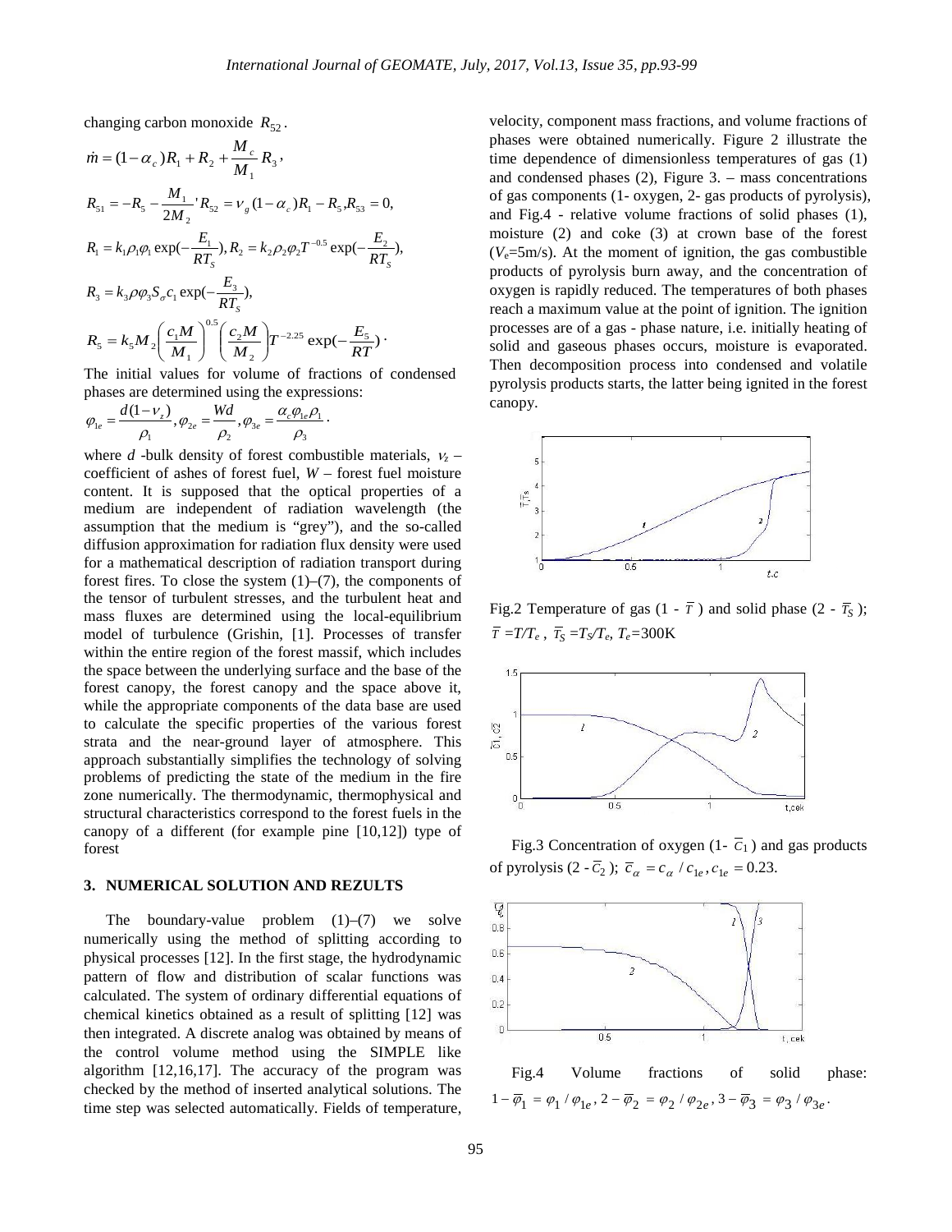changing carbon monoxide $R_{52}$.

$$\dot{m} = (1-\alpha_c)R_1 + R_2 + \frac{M_c}{M_1}R_3,$$

$$R_{51} = -R_5 - \frac{M_1}{2M_2}{}' R_{52} = \nu_g(1-\alpha_c)R_1 - R_5, R_{53} = 0,$$

$$R_1 = k_1\rho_1\varphi_1\exp(-\frac{E_1}{RT_S}), R_2 = k_2\rho_2\varphi_2 T^{-0.5}\exp(-\frac{E_2}{RT_S}),$$

$$R_3 = k_3\rho\varphi_3 S_\sigma c_1\exp(-\frac{E_3}{RT_S}),$$

$$R_5 = k_5 M_2\left(\frac{c_1 M}{M_1}\right)^{0.5}\left(\frac{c_2 M}{M_2}\right)T^{-2.25}\exp(-\frac{E_5}{RT})\cdot$$

The initial values for volume of fractions of condensed phases are determined using the expressions:

$$\varphi_{1e} = \frac{d(1-\nu_z)}{\rho_1}, \varphi_{2e} = \frac{Wd}{\rho_2}, \varphi_{3e} = \frac{\alpha_c\varphi_{1e}\rho_1}{\rho_3}.$$

where $d$ -bulk density of forest combustible materials, $\nu_z$ – coefficient of ashes of forest fuel, $W$ – forest fuel moisture content. It is supposed that the optical properties of a medium are independent of radiation wavelength (the assumption that the medium is "grey"), and the so-called diffusion approximation for radiation flux density were used for a mathematical description of radiation transport during forest fires. To close the system (1)–(7), the components of the tensor of turbulent stresses, and the turbulent heat and mass fluxes are determined using the local-equilibrium model of turbulence (Grishin, [1]. Processes of transfer within the entire region of the forest massif, which includes the space between the underlying surface and the base of the forest canopy, the forest canopy and the space above it, while the appropriate components of the data base are used to calculate the specific properties of the various forest strata and the near-ground layer of atmosphere. This approach substantially simplifies the technology of solving problems of predicting the state of the medium in the fire zone numerically. The thermodynamic, thermophysical and structural characteristics correspond to the forest fuels in the canopy of a different (for example pine [10,12]) type of forest

## 3. NUMERICAL SOLUTION AND REZULTS

The boundary-value problem (1)–(7) we solve numerically using the method of splitting according to physical processes [12]. In the first stage, the hydrodynamic pattern of flow and distribution of scalar functions was calculated. The system of ordinary differential equations of chemical kinetics obtained as a result of splitting [12] was then integrated. A discrete analog was obtained by means of the control volume method using the SIMPLE like algorithm [12,16,17]. The accuracy of the program was checked by the method of inserted analytical solutions. The time step was selected automatically. Fields of temperature, velocity, component mass fractions, and volume fractions of phases were obtained numerically. Figure 2 illustrate the time dependence of dimensionless temperatures of gas (1) and condensed phases (2), Figure 3. – mass concentrations of gas components (1- oxygen, 2- gas products of pyrolysis), and Fig.4 - relative volume fractions of solid phases (1), moisture (2) and coke (3) at crown base of the forest ($V_e$=5m/s). At the moment of ignition, the gas combustible products of pyrolysis burn away, and the concentration of oxygen is rapidly reduced. The temperatures of both phases reach a maximum value at the point of ignition. The ignition processes are of a gas - phase nature, i.e. initially heating of solid and gaseous phases occurs, moisture is evaporated. Then decomposition process into condensed and volatile pyrolysis products starts, the latter being ignited in the forest canopy.

Fig.2 Temperature of gas (1 - $\bar{T}$ ) and solid phase (2 - $\bar{T}_S$ ); $\bar{T} = T/T_e$ , $\bar{T}_S = T_S/T_e$, $T_e$=300K

Fig.3 Concentration of oxygen (1- $\bar{c}_1$ ) and gas products of pyrolysis (2 - $\bar{c}_2$ ); $\bar{c}_\alpha = c_\alpha / c_{1e}, c_{1e} = 0.23$.

Fig.4 Volume fractions of solid phase: $1-\bar{\varphi}_1 = \varphi_1/\varphi_{1e}, 2-\bar{\varphi}_2 = \varphi_2/\varphi_{2e}, 3-\bar{\varphi}_3 = \varphi_3/\varphi_{3e}$.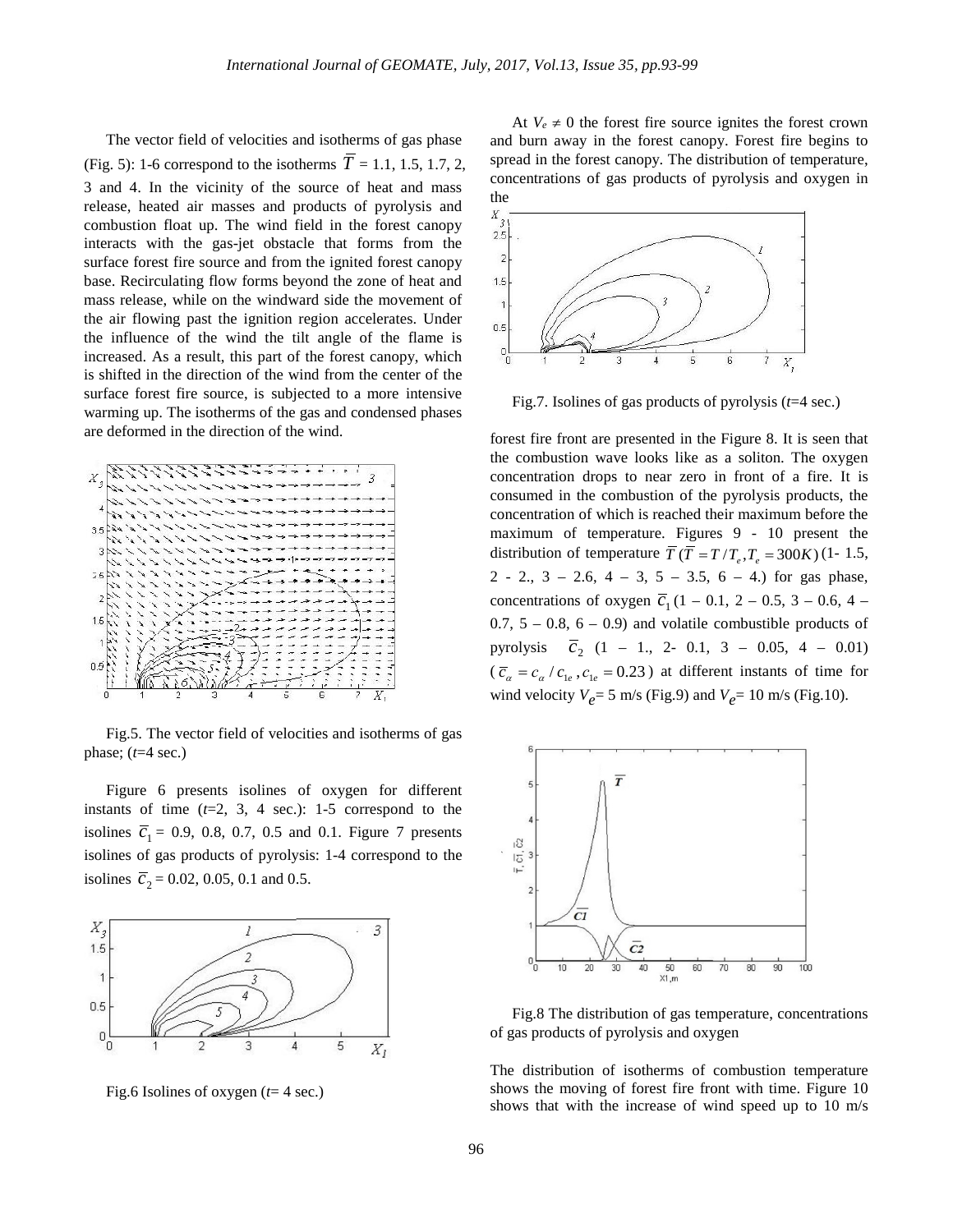The vector field of velocities and isotherms of gas phase (Fig. 5): 1-6 correspond to the isotherms $\overline{T}$ = 1.1, 1.5, 1.7, 2, 3 and 4. In the vicinity of the source of heat and mass release, heated air masses and products of pyrolysis and combustion float up. The wind field in the forest canopy interacts with the gas-jet obstacle that forms from the surface forest fire source and from the ignited forest canopy base. Recirculating flow forms beyond the zone of heat and mass release, while on the windward side the movement of the air flowing past the ignition region accelerates. Under the influence of the wind the tilt angle of the flame is increased. As a result, this part of the forest canopy, which is shifted in the direction of the wind from the center of the surface forest fire source, is subjected to a more intensive warming up. The isotherms of the gas and condensed phases are deformed in the direction of the wind.

Fig.5. The vector field of velocities and isotherms of gas phase; ($t$=4 sec.)

Figure 6 presents isolines of oxygen for different instants of time ($t$=2, 3, 4 sec.): 1-5 correspond to the isolines $\overline{c}_1$ = 0.9, 0.8, 0.7, 0.5 and 0.1. Figure 7 presents isolines of gas products of pyrolysis: 1-4 correspond to the isolines $\overline{c}_2$ = 0.02, 0.05, 0.1 and 0.5.

Fig.6 Isolines of oxygen ($t$= 4 sec.)

At $V_e \neq 0$ the forest fire source ignites the forest crown and burn away in the forest canopy. Forest fire begins to spread in the forest canopy. The distribution of temperature, concentrations of gas products of pyrolysis and oxygen in the forest fire front are presented in the Figure 8. It is seen that the combustion wave looks like as a soliton. The oxygen concentration drops to near zero in front of a fire. It is consumed in the combustion of the pyrolysis products, the concentration of which is reached their maximum before the maximum of temperature. Figures 9 - 10 present the distribution of temperature $\overline{T}\,(\overline{T} = T/T_e, T_e = 300K)$ (1- 1.5, 2 - 2., 3 – 2.6, 4 – 3, 5 – 3.5, 6 – 4.) for gas phase, concentrations of oxygen $\overline{c}_1$ (1 – 0.1, 2 – 0.5, 3 – 0.6, 4 – 0.7, 5 – 0.8, 6 – 0.9) and volatile combustible products of pyrolysis $\overline{c}_2$ (1 – 1., 2- 0.1, 3 – 0.05, 4 – 0.01) ($\overline{c}_\alpha = c_\alpha / c_{1e}, c_{1e} = 0.23$) at different instants of time for wind velocity $V_e$= 5 m/s (Fig.9) and $V_e$= 10 m/s (Fig.10).

Fig.7. Isolines of gas products of pyrolysis ($t$=4 sec.)

Fig.8 The distribution of gas temperature, concentrations of gas products of pyrolysis and oxygen

The distribution of isotherms of combustion temperature shows the moving of forest fire front with time. Figure 10 shows that with the increase of wind speed up to 10 m/s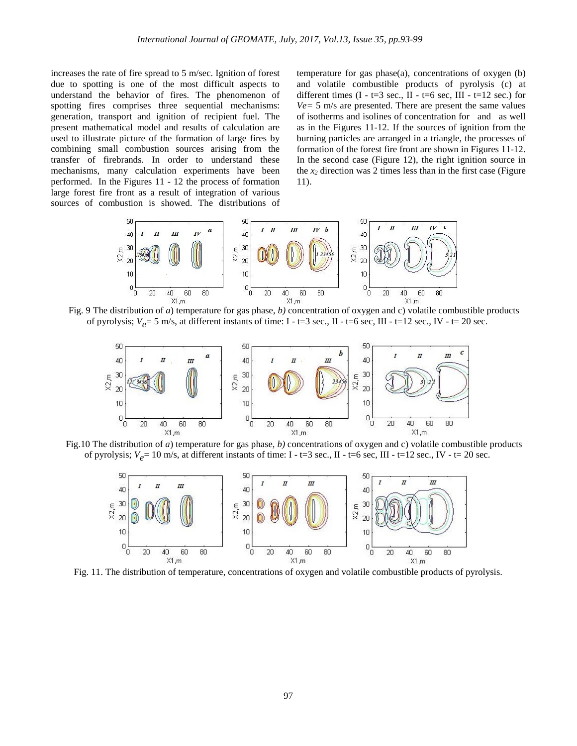increases the rate of fire spread to 5 m/sec. Ignition of forest due to spotting is one of the most difficult aspects to understand the behavior of fires. The phenomenon of spotting fires comprises three sequential mechanisms: generation, transport and ignition of recipient fuel. The present mathematical model and results of calculation are used to illustrate picture of the formation of large fires by combining small combustion sources arising from the transfer of firebrands. In order to understand these mechanisms, many calculation experiments have been performed. In the Figures 11 - 12 the process of formation large forest fire front as a result of integration of various sources of combustion is showed. The distributions of temperature for gas phase(a), concentrations of oxygen (b) and volatile combustible products of pyrolysis (c) at different times (I - t=3 sec., II - t=6 sec, III - t=12 sec.) for *Ve*= 5 m/s are presented. There are present the same values of isotherms and isolines of concentration for and as well as in the Figures 11-12. If the sources of ignition from the burning particles are arranged in a triangle, the processes of formation of the forest fire front are shown in Figures 11-12. In the second case (Figure 12), the right ignition source in the $x_2$ direction was 2 times less than in the first case (Figure 11).

Fig. 9 The distribution of *a*) temperature for gas phase, *b)* concentration of oxygen and c) volatile combustible products of pyrolysis; $V_e$= 5 m/s, at different instants of time: I - t=3 sec., II - t=6 sec, III - t=12 sec., IV - t= 20 sec.

Fig.10 The distribution of *a*) temperature for gas phase, *b)* concentrations of oxygen and c) volatile combustible products of pyrolysis; $V_e$= 10 m/s, at different instants of time: I - t=3 sec., II - t=6 sec, III - t=12 sec., IV - t= 20 sec.

Fig. 11. The distribution of temperature, concentrations of oxygen and volatile combustible products of pyrolysis.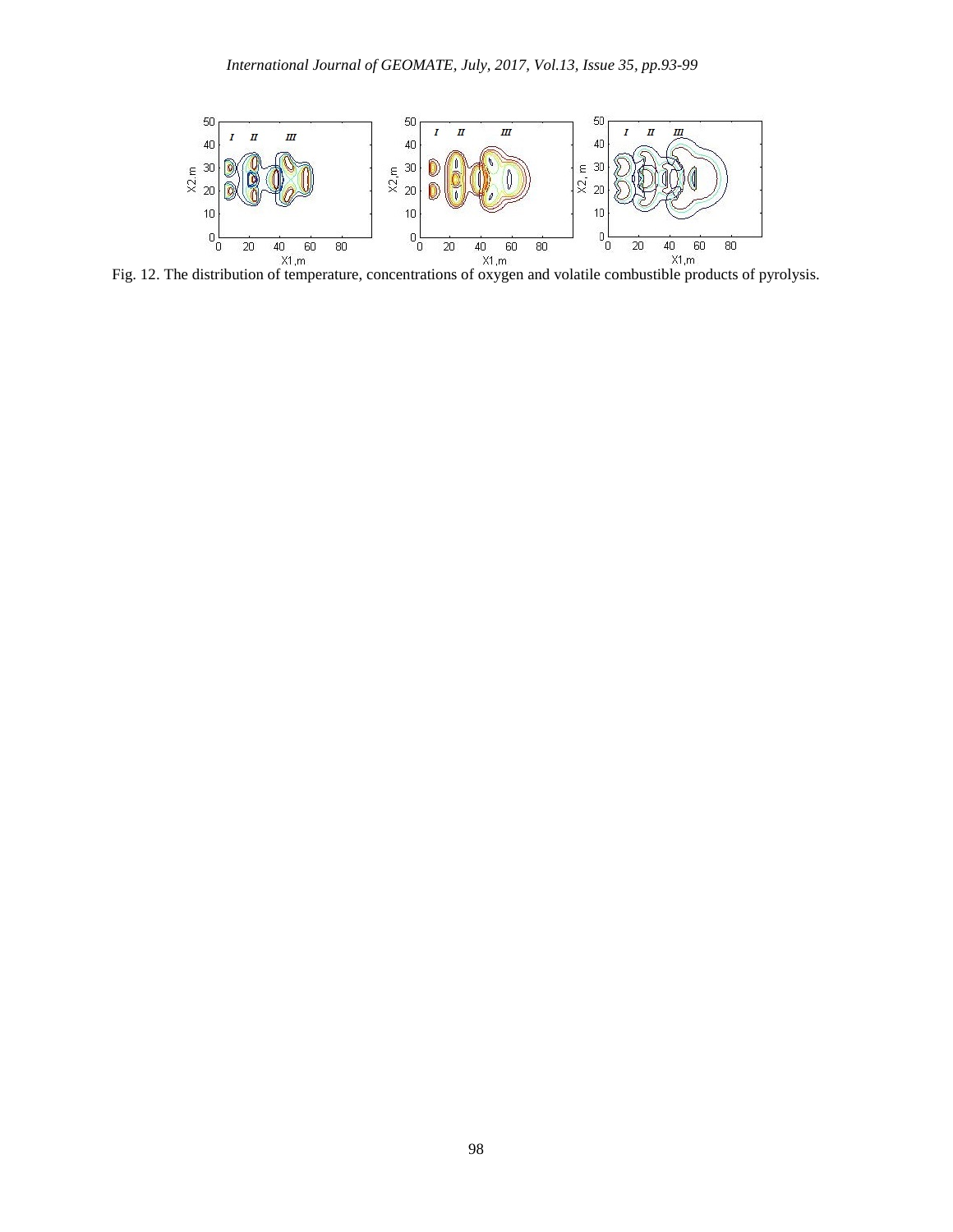Fig. 12. The distribution of temperature, concentrations of oxygen and volatile combustible products of pyrolysis.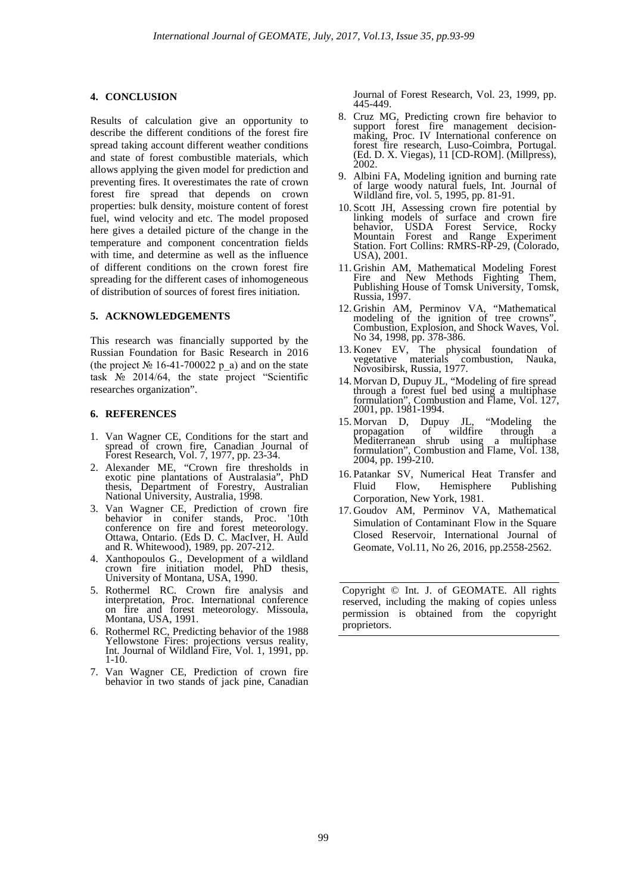## 4. CONCLUSION

Results of calculation give an opportunity to describe the different conditions of the forest fire spread taking account different weather conditions and state of forest combustible materials, which allows applying the given model for prediction and preventing fires. It overestimates the rate of crown forest fire spread that depends on crown properties: bulk density, moisture content of forest fuel, wind velocity and etc. The model proposed here gives a detailed picture of the change in the temperature and component concentration fields with time, and determine as well as the influence of different conditions on the crown forest fire spreading for the different cases of inhomogeneous of distribution of sources of forest fires initiation.

## 5. ACKNOWLEDGEMENTS

This research was financially supported by the Russian Foundation for Basic Research in 2016 (the project № 16-41-700022 p_a) and on the state task № 2014/64, the state project "Scientific researches organization".

## 6. REFERENCES

1. Van Wagner CE, Conditions for the start and spread of crown fire, Canadian Journal of Forest Research, Vol. 7, 1977, pp. 23-34.
2. Alexander ME, "Crown fire thresholds in exotic pine plantations of Australasia", PhD thesis, Department of Forestry, Australian National University, Australia, 1998.
3. Van Wagner CE, Prediction of crown fire behavior in conifer stands, Proc. '10th conference on fire and forest meteorology. Ottawa, Ontario. (Eds D. C. MacIver, H. Auld and R. Whitewood), 1989, pp. 207-212.
4. Xanthopoulos G., Development of a wildland crown fire initiation model, PhD thesis, University of Montana, USA, 1990.
5. Rothermel RC. Crown fire analysis and interpretation, Proc. International conference on fire and forest meteorology. Missoula, Montana, USA, 1991.
6. Rothermel RC, Predicting behavior of the 1988 Yellowstone Fires: projections versus reality, Int. Journal of Wildland Fire, Vol. 1, 1991, pp. 1-10.
7. Van Wagner CE, Prediction of crown fire behavior in two stands of jack pine, Canadian Journal of Forest Research, Vol. 23, 1999, pp. 445-449.
8. Cruz MG, Predicting crown fire behavior to support forest fire management decision-making, Proc. IV International conference on forest fire research, Luso-Coimbra, Portugal. (Ed. D. X. Viegas), 11 [CD-ROM]. (Millpress), 2002.
9. Albini FA, Modeling ignition and burning rate of large woody natural fuels, Int. Journal of Wildland fire, vol. 5, 1995, pp. 81-91.
10. Scott JH, Assessing crown fire potential by linking models of surface and crown fire behavior, USDA Forest Service, Rocky Mountain Forest and Range Experiment Station. Fort Collins: RMRS-RP-29, (Colorado, USA), 2001.
11. Grishin AM, Mathematical Modeling Forest Fire and New Methods Fighting Them, Publishing House of Tomsk University, Tomsk, Russia, 1997.
12. Grishin AM, Perminov VA, "Mathematical modeling of the ignition of tree crowns", Combustion, Explosion, and Shock Waves, Vol. No 34, 1998, pp. 378-386.
13. Konev EV, The physical foundation of vegetative materials combustion, Nauka, Novosibirsk, Russia, 1977.
14. Morvan D, Dupuy JL, "Modeling of fire spread through a forest fuel bed using a multiphase formulation", Combustion and Flame, Vol. 127, 2001, pp. 1981-1994.
15. Morvan D, Dupuy JL, "Modeling the propagation of wildfire through a Mediterranean shrub using a multiphase formulation", Combustion and Flame, Vol. 138, 2004, pp. 199-210.
16. Patankar SV, Numerical Heat Transfer and Fluid Flow, Hemisphere Publishing Corporation, New York, 1981.
17. Goudov AM, Perminov VA, Mathematical Simulation of Contaminant Flow in the Square Closed Reservoir, International Journal of Geomate, Vol.11, No 26, 2016, pp.2558-2562.

Copyright © Int. J. of GEOMATE. All rights reserved, including the making of copies unless permission is obtained from the copyright proprietors.